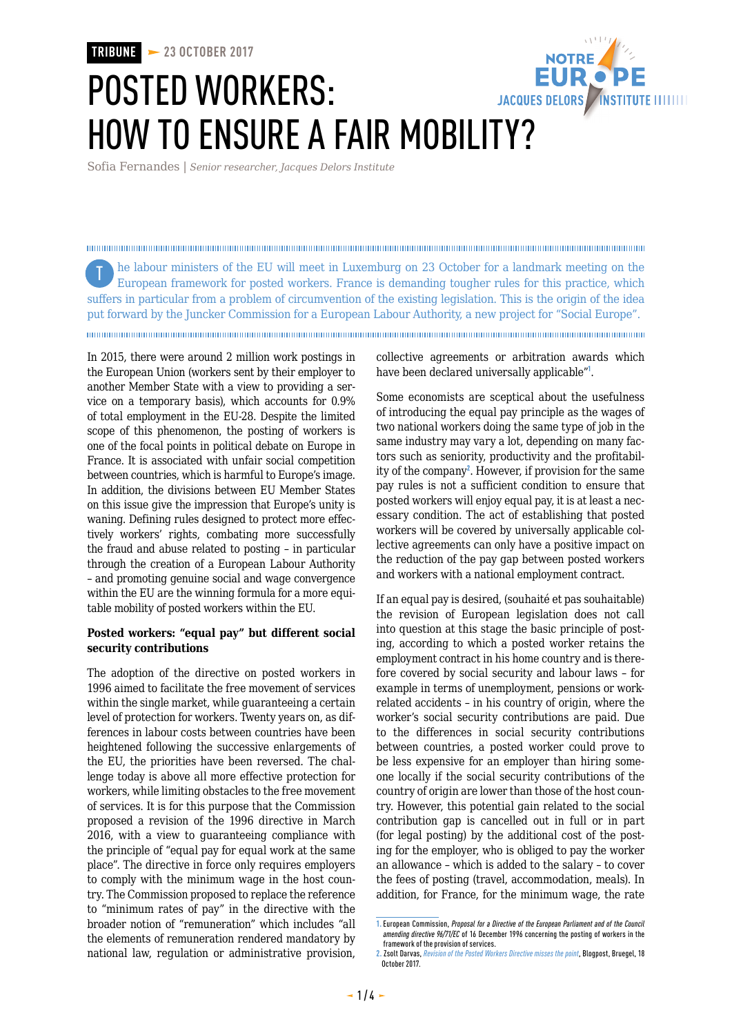TRIBUNE – 23 OCTOBER 2017

# POSTED WORKERS: HOW TO ENSURE A FAIR MOBILITY?

Sofia Fernandes | *Senior researcher, Jacques Delors Institute*

The labour ministers of the EU will meet in Luxemburg on 23 October for a landmark meeting on the European framework for posted workers. France is demanding tougher rules for this practice, which suffers in particular from a problem of circumvention of the existing legislation. This is the origin of the idea put forward by the Juncker Commission for a European Labour Authority, a new project for "Social Europe".

In 2015, there were around 2 million work postings in the European Union (workers sent by their employer to another Member State with a view to providing a service on a temporary basis), which accounts for 0.9% of total employment in the EU-28. Despite the limited scope of this phenomenon, the posting of workers is one of the focal points in political debate on Europe in France. It is associated with unfair social competition between countries, which is harmful to Europe's image. In addition, the divisions between EU Member States on this issue give the impression that Europe's unity is waning. Defining rules designed to protect more effectively workers' rights, combating more successfully the fraud and abuse related to posting – in particular through the creation of a European Labour Authority – and promoting genuine social and wage convergence within the EU are the winning formula for a more equitable mobility of posted workers within the EU.

### Posted workers: "equal pay" but different social security contributions

The adoption of the directive on posted workers in 1996 aimed to facilitate the free movement of services within the single market, while guaranteeing a certain level of protection for workers. Twenty years on, as differences in labour costs between countries have been heightened following the successive enlargements of the EU, the priorities have been reversed. The challenge today is above all more effective protection for workers, while limiting obstacles to the free movement of services. It is for this purpose that the Commission proposed a revision of the 1996 directive in March 2016, with a view to guaranteeing compliance with the principle of "equal pay for equal work at the same place". The directive in force only requires employers to comply with the minimum wage in the host country. The Commission proposed to replace the reference to "minimum rates of pay" in the directive with the broader notion of "remuneration" which includes "all the elements of remuneration rendered mandatory by national law, regulation or administrative provision, collective agreements or arbitration awards which have been declared universally applicable"[1].

Some economists are sceptical about the usefulness of introducing the equal pay principle as the wages of two national workers doing the same type of job in the same industry may vary a lot, depending on many factors such as seniority, productivity and the profitability of the company[2]. However, if provision for the same pay rules is not a sufficient condition to ensure that posted workers will enjoy equal pay, it is at least a necessary condition. The act of establishing that posted workers will be covered by universally applicable collective agreements can only have a positive impact on the reduction of the pay gap between posted workers and workers with a national employment contract.

If an equal pay is desired, (souhaité et pas souhaitable) the revision of European legislation does not call into question at this stage the basic principle of posting, according to which a posted worker retains the employment contract in his home country and is therefore covered by social security and labour laws – for example in terms of unemployment, pensions or work-related accidents – in his country of origin, where the worker's social security contributions are paid. Due to the differences in social security contributions between countries, a posted worker could prove to be less expensive for an employer than hiring someone locally if the social security contributions of the country of origin are lower than those of the host country. However, this potential gain related to the social contribution gap is cancelled out in full or in part (for legal posting) by the additional cost of the posting for the employer, who is obliged to pay the worker an allowance – which is added to the salary – to cover the fees of posting (travel, accommodation, meals). In addition, for France, for the minimum wage, the rate

1. European Commission, *Proposal for a Directive of the European Parliament and of the Council amending directive 96/71/EC* of 16 December 1996 concerning the posting of workers in the framework of the provision of services.
2. Zsolt Darvas, *Revision of the Posted Workers Directive misses the point*, Blogpost, Bruegel, 18 October 2017.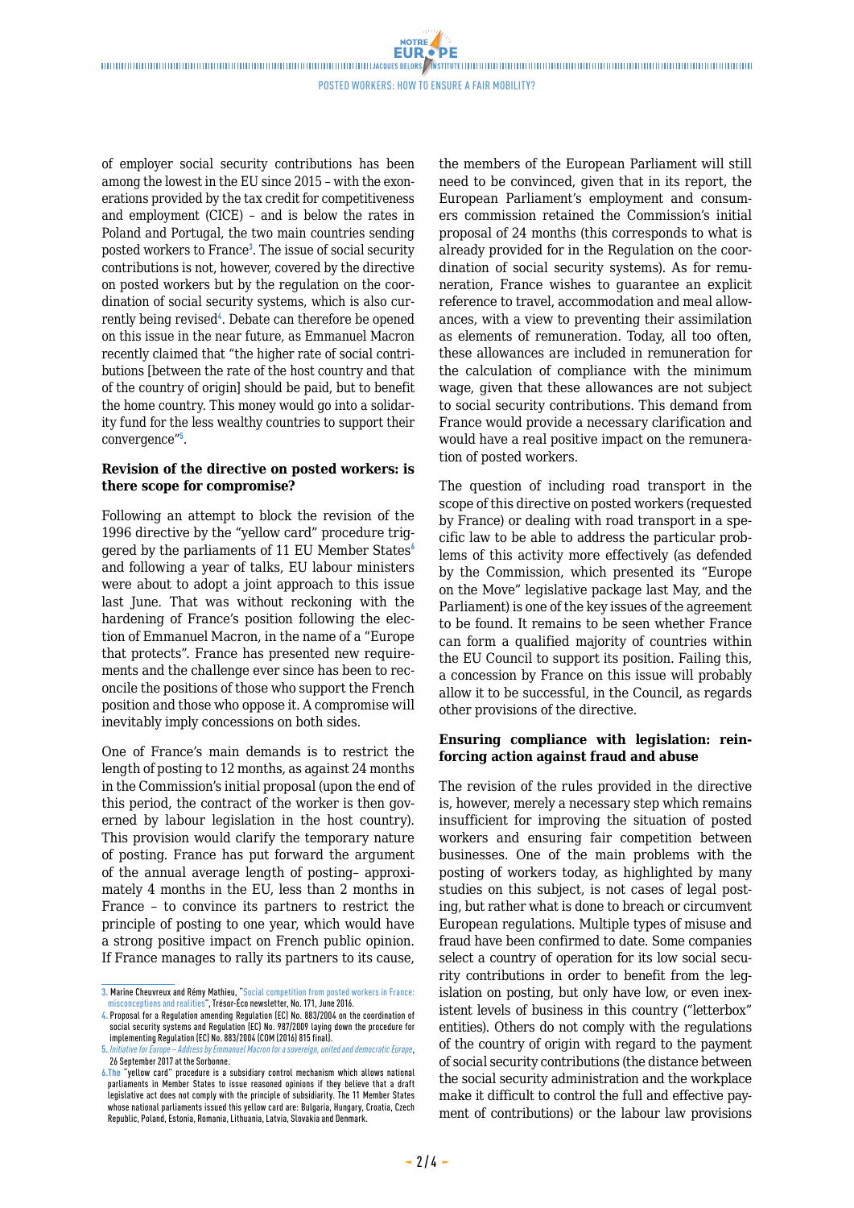of employer social security contributions has been among the lowest in the EU since 2015 – with the exonerations provided by the tax credit for competitiveness and employment (CICE) – and is below the rates in Poland and Portugal, the two main countries sending posted workers to France[3]. The issue of social security contributions is not, however, covered by the directive on posted workers but by the regulation on the coordination of social security systems, which is also currently being revised[4]. Debate can therefore be opened on this issue in the near future, as Emmanuel Macron recently claimed that "the higher rate of social contributions [between the rate of the host country and that of the country of origin] should be paid, but to benefit the home country. This money would go into a solidarity fund for the less wealthy countries to support their convergence"[5].

**Revision of the directive on posted workers: is there scope for compromise?**

Following an attempt to block the revision of the 1996 directive by the "yellow card" procedure triggered by the parliaments of 11 EU Member States[6] and following a year of talks, EU labour ministers were about to adopt a joint approach to this issue last June. That was without reckoning with the hardening of France's position following the election of Emmanuel Macron, in the name of a "Europe that protects". France has presented new requirements and the challenge ever since has been to reconcile the positions of those who support the French position and those who oppose it. A compromise will inevitably imply concessions on both sides.

One of France's main demands is to restrict the length of posting to 12 months, as against 24 months in the Commission's initial proposal (upon the end of this period, the contract of the worker is then governed by labour legislation in the host country). This provision would clarify the temporary nature of posting. France has put forward the argument of the annual average length of posting– approximately 4 months in the EU, less than 2 months in France – to convince its partners to restrict the principle of posting to one year, which would have a strong positive impact on French public opinion. If France manages to rally its partners to its cause, the members of the European Parliament will still need to be convinced, given that in its report, the European Parliament's employment and consumers commission retained the Commission's initial proposal of 24 months (this corresponds to what is already provided for in the Regulation on the coordination of social security systems). As for remuneration, France wishes to guarantee an explicit reference to travel, accommodation and meal allowances, with a view to preventing their assimilation as elements of remuneration. Today, all too often, these allowances are included in remuneration for the calculation of compliance with the minimum wage, given that these allowances are not subject to social security contributions. This demand from France would provide a necessary clarification and would have a real positive impact on the remuneration of posted workers.

The question of including road transport in the scope of this directive on posted workers (requested by France) or dealing with road transport in a specific law to be able to address the particular problems of this activity more effectively (as defended by the Commission, which presented its "Europe on the Move" legislative package last May, and the Parliament) is one of the key issues of the agreement to be found. It remains to be seen whether France can form a qualified majority of countries within the EU Council to support its position. Failing this, a concession by France on this issue will probably allow it to be successful, in the Council, as regards other provisions of the directive.

**Ensuring compliance with legislation: reinforcing action against fraud and abuse**

The revision of the rules provided in the directive is, however, merely a necessary step which remains insufficient for improving the situation of posted workers and ensuring fair competition between businesses. One of the main problems with the posting of workers today, as highlighted by many studies on this subject, is not cases of legal posting, but rather what is done to breach or circumvent European regulations. Multiple types of misuse and fraud have been confirmed to date. Some companies select a country of operation for its low social security contributions in order to benefit from the legislation on posting, but only have low, or even inexistent levels of business in this country ("letterbox" entities). Others do not comply with the regulations of the country of origin with regard to the payment of social security contributions (the distance between the social security administration and the workplace make it difficult to control the full and effective payment of contributions) or the labour law provisions

---

3. Marine Cheuvreux and Rémy Mathieu, "Social competition from posted workers in France: misconceptions and realities", Trésor-Éco newsletter, No. 171, June 2016.
4. Proposal for a Regulation amending Regulation (EC) No. 883/2004 on the coordination of social security systems and Regulation (EC) No. 987/2009 laying down the procedure for implementing Regulation (EC) No. 883/2004 (COM (2016) 815 final).
5. *Initiative for Europe – Address by Emmanuel Macron for a sovereign, united and democratic Europe*, 26 September 2017 at the Sorbonne.
6. The "yellow card" procedure is a subsidiary control mechanism which allows national parliaments in Member States to issue reasoned opinions if they believe that a draft legislative act does not comply with the principle of subsidiarity. The 11 Member States whose national parliaments issued this yellow card are: Bulgaria, Hungary, Croatia, Czech Republic, Poland, Estonia, Romania, Lithuania, Latvia, Slovakia and Denmark.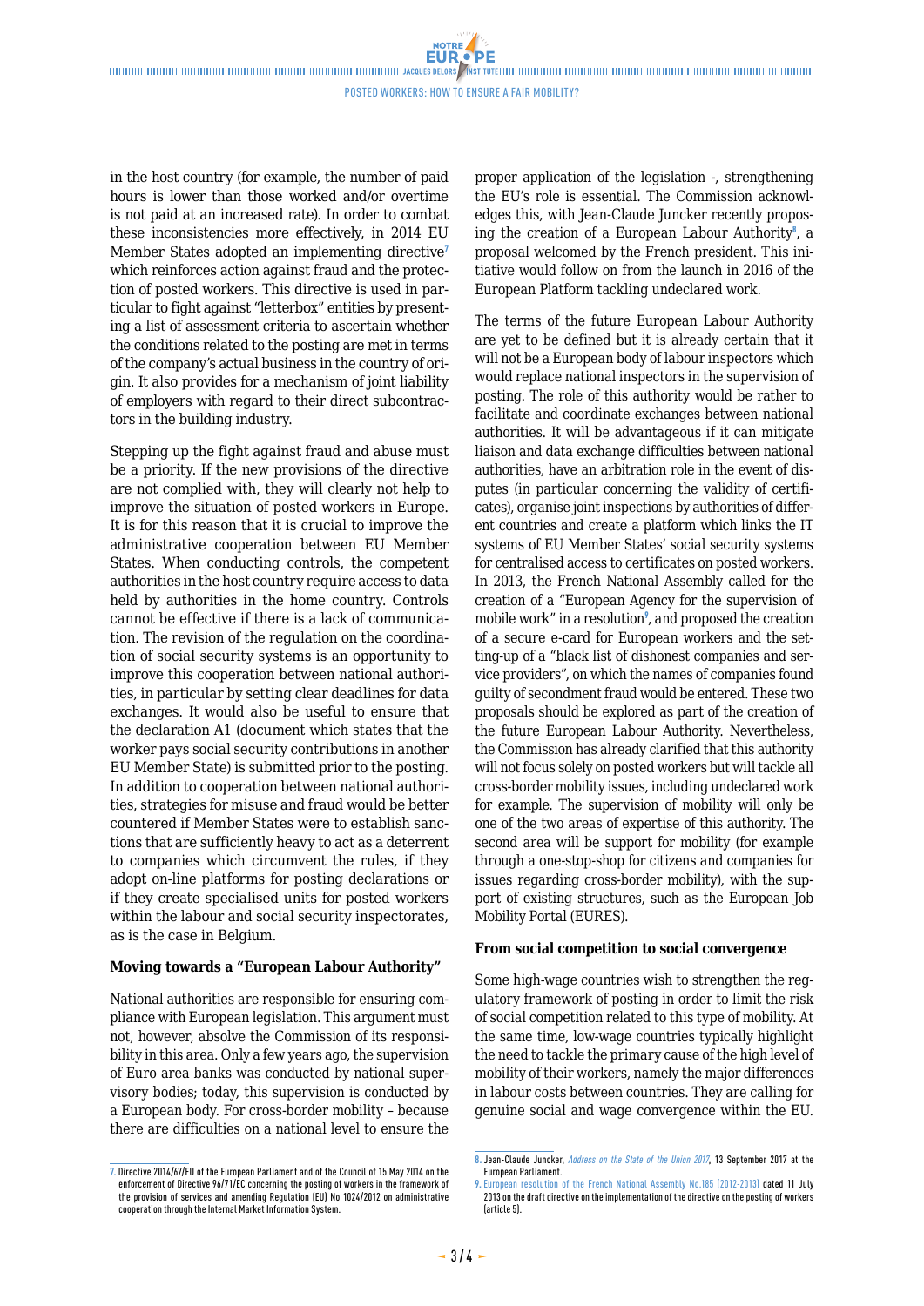in the host country (for example, the number of paid hours is lower than those worked and/or overtime is not paid at an increased rate). In order to combat these inconsistencies more effectively, in 2014 EU Member States adopted an implementing directive[7] which reinforces action against fraud and the protection of posted workers. This directive is used in particular to fight against "letterbox" entities by presenting a list of assessment criteria to ascertain whether the conditions related to the posting are met in terms of the company's actual business in the country of origin. It also provides for a mechanism of joint liability of employers with regard to their direct subcontractors in the building industry.

Stepping up the fight against fraud and abuse must be a priority. If the new provisions of the directive are not complied with, they will clearly not help to improve the situation of posted workers in Europe. It is for this reason that it is crucial to improve the administrative cooperation between EU Member States. When conducting controls, the competent authorities in the host country require access to data held by authorities in the home country. Controls cannot be effective if there is a lack of communication. The revision of the regulation on the coordination of social security systems is an opportunity to improve this cooperation between national authorities, in particular by setting clear deadlines for data exchanges. It would also be useful to ensure that the declaration A1 (document which states that the worker pays social security contributions in another EU Member State) is submitted prior to the posting. In addition to cooperation between national authorities, strategies for misuse and fraud would be better countered if Member States were to establish sanctions that are sufficiently heavy to act as a deterrent to companies which circumvent the rules, if they adopt on-line platforms for posting declarations or if they create specialised units for posted workers within the labour and social security inspectorates, as is the case in Belgium.

**Moving towards a "European Labour Authority"**

National authorities are responsible for ensuring compliance with European legislation. This argument must not, however, absolve the Commission of its responsibility in this area. Only a few years ago, the supervision of Euro area banks was conducted by national supervisory bodies; today, this supervision is conducted by a European body. For cross-border mobility – because there are difficulties on a national level to ensure the proper application of the legislation -, strengthening the EU's role is essential. The Commission acknowledges this, with Jean-Claude Juncker recently proposing the creation of a European Labour Authority[8], a proposal welcomed by the French president. This initiative would follow on from the launch in 2016 of the European Platform tackling undeclared work.

The terms of the future European Labour Authority are yet to be defined but it is already certain that it will not be a European body of labour inspectors which would replace national inspectors in the supervision of posting. The role of this authority would be rather to facilitate and coordinate exchanges between national authorities. It will be advantageous if it can mitigate liaison and data exchange difficulties between national authorities, have an arbitration role in the event of disputes (in particular concerning the validity of certificates), organise joint inspections by authorities of different countries and create a platform which links the IT systems of EU Member States' social security systems for centralised access to certificates on posted workers. In 2013, the French National Assembly called for the creation of a "European Agency for the supervision of mobile work" in a resolution[9], and proposed the creation of a secure e-card for European workers and the setting-up of a "black list of dishonest companies and service providers", on which the names of companies found guilty of secondment fraud would be entered. These two proposals should be explored as part of the creation of the future European Labour Authority. Nevertheless, the Commission has already clarified that this authority will not focus solely on posted workers but will tackle all cross-border mobility issues, including undeclared work for example. The supervision of mobility will only be one of the two areas of expertise of this authority. The second area will be support for mobility (for example through a one-stop-shop for citizens and companies for issues regarding cross-border mobility), with the support of existing structures, such as the European Job Mobility Portal (EURES).

**From social competition to social convergence**

Some high-wage countries wish to strengthen the regulatory framework of posting in order to limit the risk of social competition related to this type of mobility. At the same time, low-wage countries typically highlight the need to tackle the primary cause of the high level of mobility of their workers, namely the major differences in labour costs between countries. They are calling for genuine social and wage convergence within the EU.

7. Directive 2014/67/EU of the European Parliament and of the Council of 15 May 2014 on the enforcement of Directive 96/71/EC concerning the posting of workers in the framework of the provision of services and amending Regulation (EU) No 1024/2012 on administrative cooperation through the Internal Market Information System.

8. Jean-Claude Juncker, *Address on the State of the Union 2017*, 13 September 2017 at the European Parliament.

9. European resolution of the French National Assembly No.185 (2012-2013) dated 11 July 2013 on the draft directive on the implementation of the directive on the posting of workers (article 5).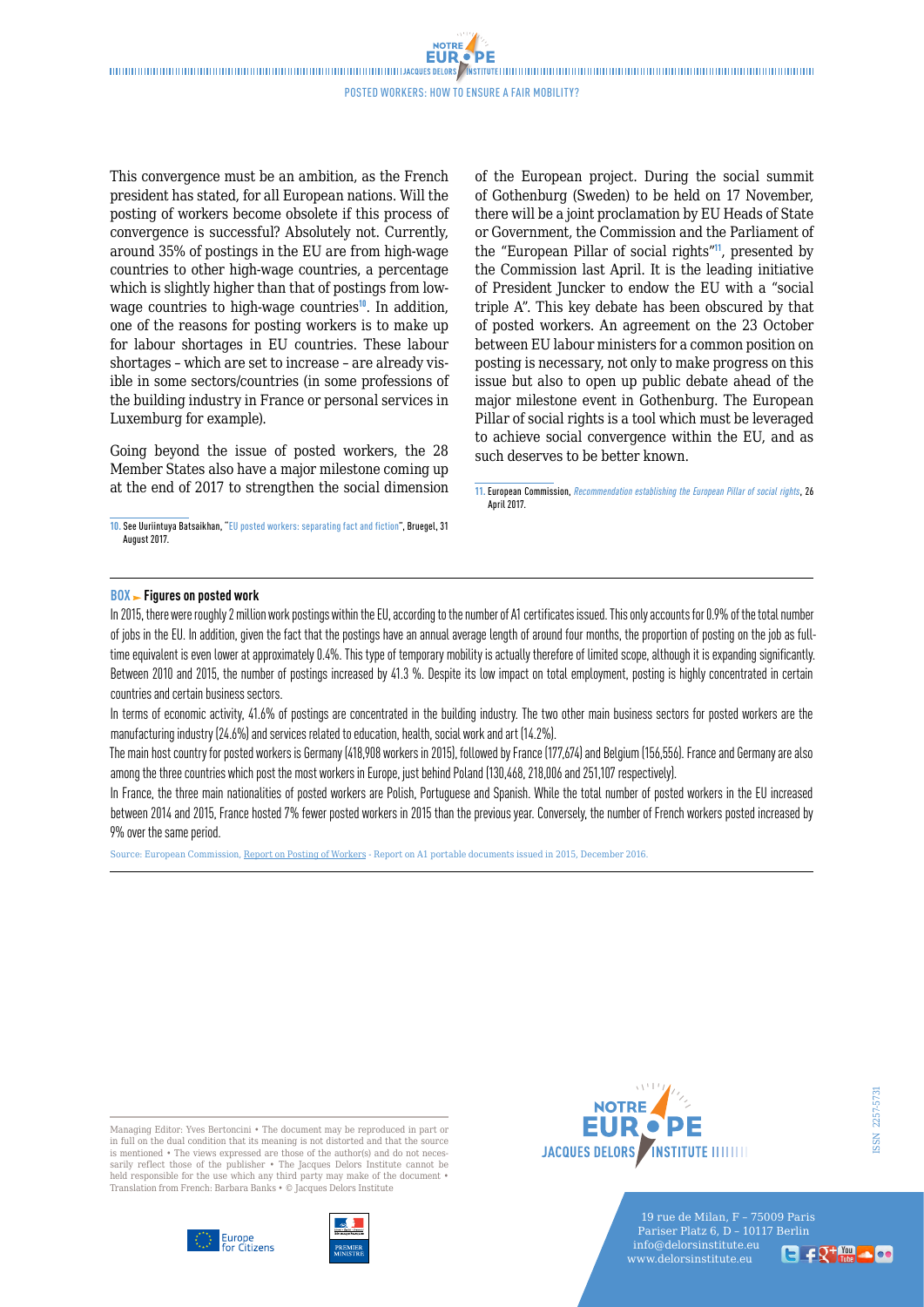This convergence must be an ambition, as the French president has stated, for all European nations. Will the posting of workers become obsolete if this process of convergence is successful? Absolutely not. Currently, around 35% of postings in the EU are from high-wage countries to other high-wage countries, a percentage which is slightly higher than that of postings from low-wage countries to high-wage countries[10]. In addition, one of the reasons for posting workers is to make up for labour shortages in EU countries. These labour shortages – which are set to increase – are already visible in some sectors/countries (in some professions of the building industry in France or personal services in Luxemburg for example).

Going beyond the issue of posted workers, the 28 Member States also have a major milestone coming up at the end of 2017 to strengthen the social dimension of the European project. During the social summit of Gothenburg (Sweden) to be held on 17 November, there will be a joint proclamation by EU Heads of State or Government, the Commission and the Parliament of the "European Pillar of social rights"[11], presented by the Commission last April. It is the leading initiative of President Juncker to endow the EU with a "social triple A". This key debate has been obscured by that of posted workers. An agreement on the 23 October between EU labour ministers for a common position on posting is necessary, not only to make progress on this issue but also to open up public debate ahead of the major milestone event in Gothenburg. The European Pillar of social rights is a tool which must be leveraged to achieve social convergence within the EU, and as such deserves to be better known.

10. See Uuriintuya Batsaikhan, "EU posted workers: separating fact and fiction", Bruegel, 31 August 2017.

11. European Commission, *Recommendation establishing the European Pillar of social rights*, 26 April 2017.

**BOX ► Figures on posted work**

In 2015, there were roughly 2 million work postings within the EU, according to the number of A1 certificates issued. This only accounts for 0.9% of the total number of jobs in the EU. In addition, given the fact that the postings have an annual average length of around four months, the proportion of posting on the job as full-time equivalent is even lower at approximately 0.4%. This type of temporary mobility is actually therefore of limited scope, although it is expanding significantly. Between 2010 and 2015, the number of postings increased by 41.3 %. Despite its low impact on total employment, posting is highly concentrated in certain countries and certain business sectors.

In terms of economic activity, 41.6% of postings are concentrated in the building industry. The two other main business sectors for posted workers are the manufacturing industry (24.6%) and services related to education, health, social work and art (14.2%).

The main host country for posted workers is Germany (418,908 workers in 2015), followed by France (177,674) and Belgium (156,556). France and Germany are also among the three countries which post the most workers in Europe, just behind Poland (130,468, 218,006 and 251,107 respectively).

In France, the three main nationalities of posted workers are Polish, Portuguese and Spanish. While the total number of posted workers in the EU increased between 2014 and 2015, France hosted 7% fewer posted workers in 2015 than the previous year. Conversely, the number of French workers posted increased by 9% over the same period.

Source: European Commission, Report on Posting of Workers - Report on A1 portable documents issued in 2015, December 2016.

Managing Editor: Yves Bertoncini • The document may be reproduced in part or in full on the dual condition that its meaning is not distorted and that the source is mentioned • The views expressed are those of the author(s) and do not necessarily reflect those of the publisher • The Jacques Delors Institute cannot be held responsible for the use which any third party may make of the document • Translation from French: Barbara Banks • © Jacques Delors Institute

ISSN 2257-5731

19 rue de Milan, F – 75009 Paris
Pariser Platz 6, D – 10117 Berlin
info@delorsinstitute.eu
www.delorsinstitute.eu